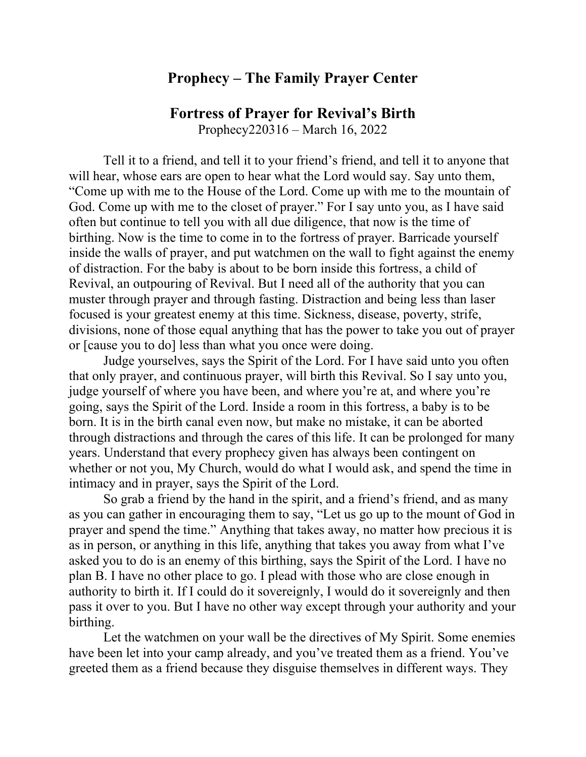# Prophecy – The Family Prayer Center

## Fortress of Prayer for Revival's Birth

Prophecy220316 – March 16, 2022

Tell it to a friend, and tell it to your friend's friend, and tell it to anyone that will hear, whose ears are open to hear what the Lord would say. Say unto them, "Come up with me to the House of the Lord. Come up with me to the mountain of God. Come up with me to the closet of prayer." For I say unto you, as I have said often but continue to tell you with all due diligence, that now is the time of birthing. Now is the time to come in to the fortress of prayer. Barricade yourself inside the walls of prayer, and put watchmen on the wall to fight against the enemy of distraction. For the baby is about to be born inside this fortress, a child of Revival, an outpouring of Revival. But I need all of the authority that you can muster through prayer and through fasting. Distraction and being less than laser focused is your greatest enemy at this time. Sickness, disease, poverty, strife, divisions, none of those equal anything that has the power to take you out of prayer or [cause you to do] less than what you once were doing.

Judge yourselves, says the Spirit of the Lord. For I have said unto you often that only prayer, and continuous prayer, will birth this Revival. So I say unto you, judge yourself of where you have been, and where you're at, and where you're going, says the Spirit of the Lord. Inside a room in this fortress, a baby is to be born. It is in the birth canal even now, but make no mistake, it can be aborted through distractions and through the cares of this life. It can be prolonged for many years. Understand that every prophecy given has always been contingent on whether or not you, My Church, would do what I would ask, and spend the time in intimacy and in prayer, says the Spirit of the Lord.

So grab a friend by the hand in the spirit, and a friend's friend, and as many as you can gather in encouraging them to say, "Let us go up to the mount of God in prayer and spend the time." Anything that takes away, no matter how precious it is as in person, or anything in this life, anything that takes you away from what I've asked you to do is an enemy of this birthing, says the Spirit of the Lord. I have no plan B. I have no other place to go. I plead with those who are close enough in authority to birth it. If I could do it sovereignly, I would do it sovereignly and then pass it over to you. But I have no other way except through your authority and your birthing.

Let the watchmen on your wall be the directives of My Spirit. Some enemies have been let into your camp already, and you've treated them as a friend. You've greeted them as a friend because they disguise themselves in different ways. They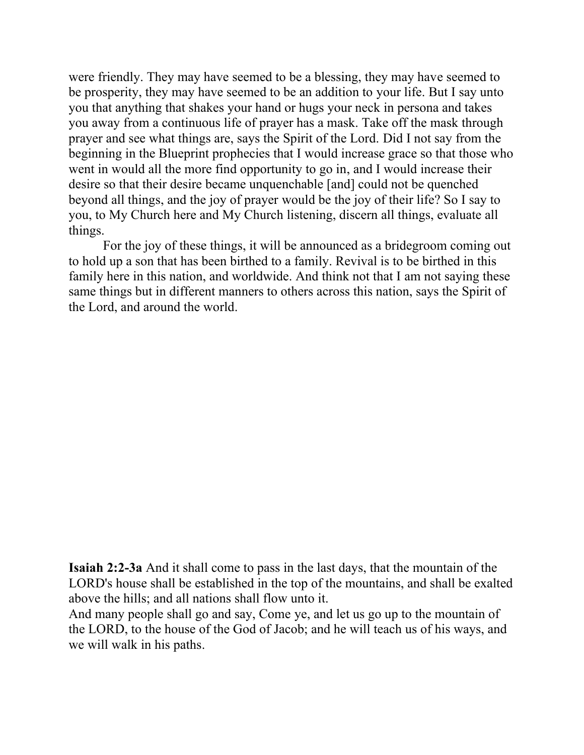were friendly. They may have seemed to be a blessing, they may have seemed to be prosperity, they may have seemed to be an addition to your life. But I say unto you that anything that shakes your hand or hugs your neck in persona and takes you away from a continuous life of prayer has a mask. Take off the mask through prayer and see what things are, says the Spirit of the Lord. Did I not say from the beginning in the Blueprint prophecies that I would increase grace so that those who went in would all the more find opportunity to go in, and I would increase their desire so that their desire became unquenchable [and] could not be quenched beyond all things, and the joy of prayer would be the joy of their life? So I say to you, to My Church here and My Church listening, discern all things, evaluate all things.

For the joy of these things, it will be announced as a bridegroom coming out to hold up a son that has been birthed to a family. Revival is to be birthed in this family here in this nation, and worldwide. And think not that I am not saying these same things but in different manners to others across this nation, says the Spirit of the Lord, and around the world.

**Isaiah 2:2-3a** And it shall come to pass in the last days, that the mountain of the LORD's house shall be established in the top of the mountains, and shall be exalted above the hills; and all nations shall flow unto it.

And many people shall go and say, Come ye, and let us go up to the mountain of the LORD, to the house of the God of Jacob; and he will teach us of his ways, and we will walk in his paths.